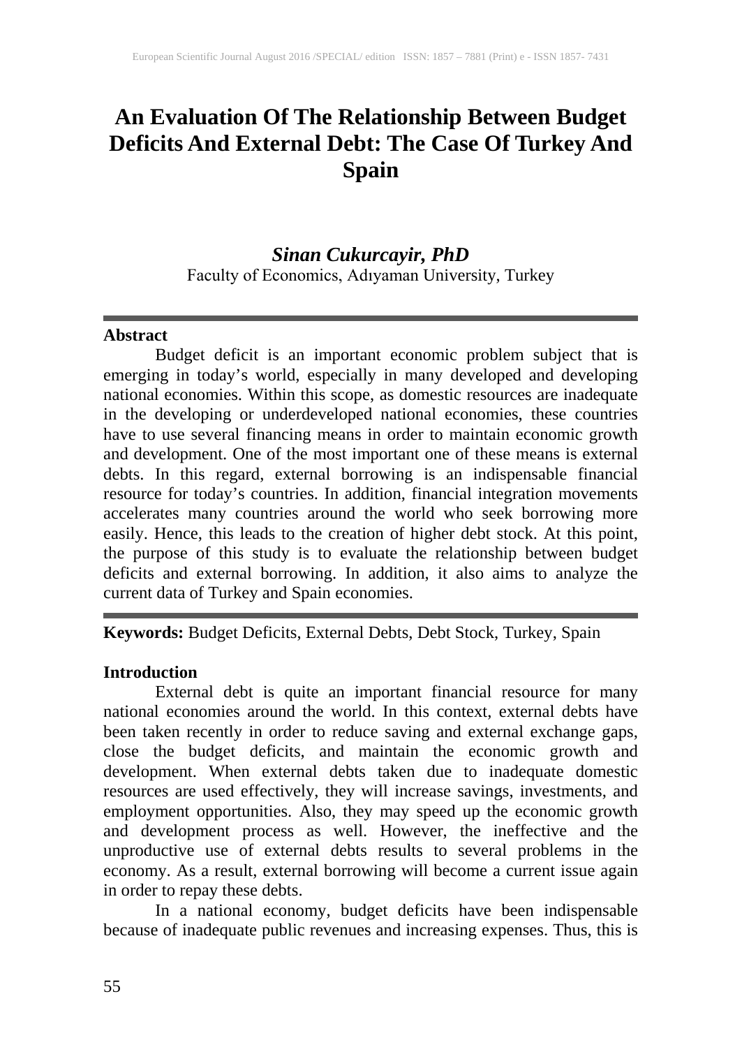# An Evaluation Of The Relationship Between Budget Deficits And External Debt: The Case Of Turkey And Spain

***Sinan Cukurcayir, PhD***

Faculty of Economics, Adıyaman University, Turkey

---

**Abstract**

Budget deficit is an important economic problem subject that is emerging in today's world, especially in many developed and developing national economies. Within this scope, as domestic resources are inadequate in the developing or underdeveloped national economies, these countries have to use several financing means in order to maintain economic growth and development. One of the most important one of these means is external debts. In this regard, external borrowing is an indispensable financial resource for today's countries. In addition, financial integration movements accelerates many countries around the world who seek borrowing more easily. Hence, this leads to the creation of higher debt stock. At this point, the purpose of this study is to evaluate the relationship between budget deficits and external borrowing. In addition, it also aims to analyze the current data of Turkey and Spain economies.

---

**Keywords:** Budget Deficits, External Debts, Debt Stock, Turkey, Spain

## Introduction

External debt is quite an important financial resource for many national economies around the world. In this context, external debts have been taken recently in order to reduce saving and external exchange gaps, close the budget deficits, and maintain the economic growth and development. When external debts taken due to inadequate domestic resources are used effectively, they will increase savings, investments, and employment opportunities. Also, they may speed up the economic growth and development process as well. However, the ineffective and the unproductive use of external debts results to several problems in the economy. As a result, external borrowing will become a current issue again in order to repay these debts.

In a national economy, budget deficits have been indispensable because of inadequate public revenues and increasing expenses. Thus, this is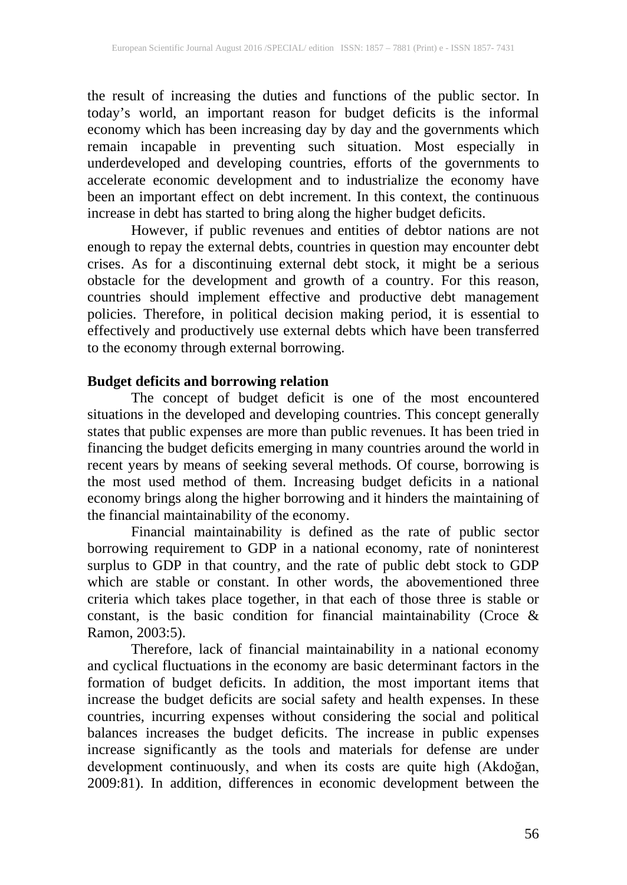the result of increasing the duties and functions of the public sector. In today's world, an important reason for budget deficits is the informal economy which has been increasing day by day and the governments which remain incapable in preventing such situation. Most especially in underdeveloped and developing countries, efforts of the governments to accelerate economic development and to industrialize the economy have been an important effect on debt increment. In this context, the continuous increase in debt has started to bring along the higher budget deficits.

However, if public revenues and entities of debtor nations are not enough to repay the external debts, countries in question may encounter debt crises. As for a discontinuing external debt stock, it might be a serious obstacle for the development and growth of a country. For this reason, countries should implement effective and productive debt management policies. Therefore, in political decision making period, it is essential to effectively and productively use external debts which have been transferred to the economy through external borrowing.

**Budget deficits and borrowing relation**

The concept of budget deficit is one of the most encountered situations in the developed and developing countries. This concept generally states that public expenses are more than public revenues. It has been tried in financing the budget deficits emerging in many countries around the world in recent years by means of seeking several methods. Of course, borrowing is the most used method of them. Increasing budget deficits in a national economy brings along the higher borrowing and it hinders the maintaining of the financial maintainability of the economy.

Financial maintainability is defined as the rate of public sector borrowing requirement to GDP in a national economy, rate of noninterest surplus to GDP in that country, and the rate of public debt stock to GDP which are stable or constant. In other words, the abovementioned three criteria which takes place together, in that each of those three is stable or constant, is the basic condition for financial maintainability (Croce & Ramon, 2003:5).

Therefore, lack of financial maintainability in a national economy and cyclical fluctuations in the economy are basic determinant factors in the formation of budget deficits. In addition, the most important items that increase the budget deficits are social safety and health expenses. In these countries, incurring expenses without considering the social and political balances increases the budget deficits. The increase in public expenses increase significantly as the tools and materials for defense are under development continuously, and when its costs are quite high (Akdoğan, 2009:81). In addition, differences in economic development between the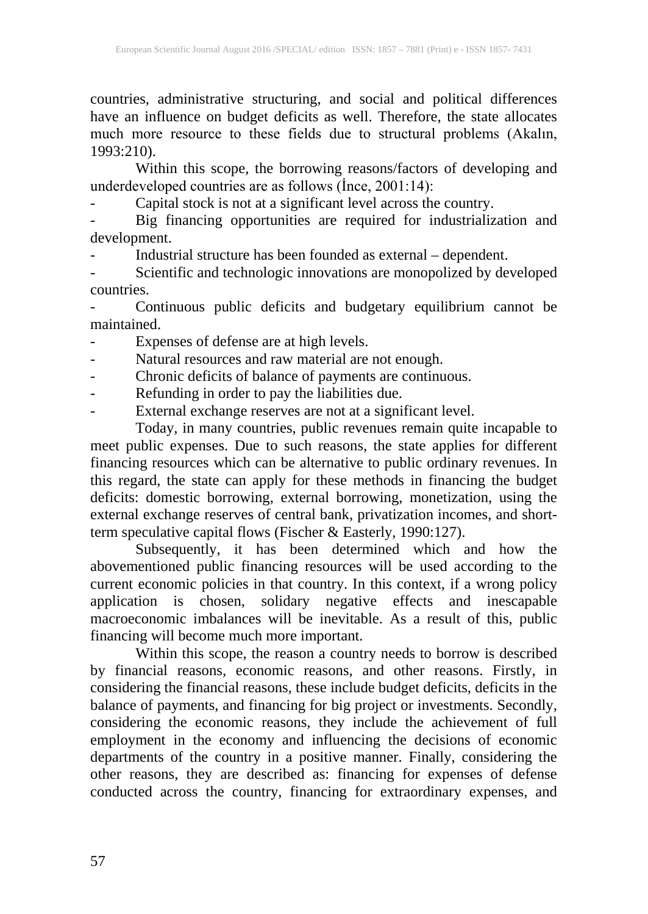countries, administrative structuring, and social and political differences have an influence on budget deficits as well. Therefore, the state allocates much more resource to these fields due to structural problems (Akalın, 1993:210).

Within this scope, the borrowing reasons/factors of developing and underdeveloped countries are as follows (İnce, 2001:14):

- Capital stock is not at a significant level across the country.
- Big financing opportunities are required for industrialization and development.
- Industrial structure has been founded as external – dependent.
- Scientific and technologic innovations are monopolized by developed countries.
- Continuous public deficits and budgetary equilibrium cannot be maintained.
- Expenses of defense are at high levels.
- Natural resources and raw material are not enough.
- Chronic deficits of balance of payments are continuous.
- Refunding in order to pay the liabilities due.
- External exchange reserves are not at a significant level.

Today, in many countries, public revenues remain quite incapable to meet public expenses. Due to such reasons, the state applies for different financing resources which can be alternative to public ordinary revenues. In this regard, the state can apply for these methods in financing the budget deficits: domestic borrowing, external borrowing, monetization, using the external exchange reserves of central bank, privatization incomes, and short-term speculative capital flows (Fischer & Easterly, 1990:127).

Subsequently, it has been determined which and how the abovementioned public financing resources will be used according to the current economic policies in that country. In this context, if a wrong policy application is chosen, solidary negative effects and inescapable macroeconomic imbalances will be inevitable. As a result of this, public financing will become much more important.

Within this scope, the reason a country needs to borrow is described by financial reasons, economic reasons, and other reasons. Firstly, in considering the financial reasons, these include budget deficits, deficits in the balance of payments, and financing for big project or investments. Secondly, considering the economic reasons, they include the achievement of full employment in the economy and influencing the decisions of economic departments of the country in a positive manner. Finally, considering the other reasons, they are described as: financing for expenses of defense conducted across the country, financing for extraordinary expenses, and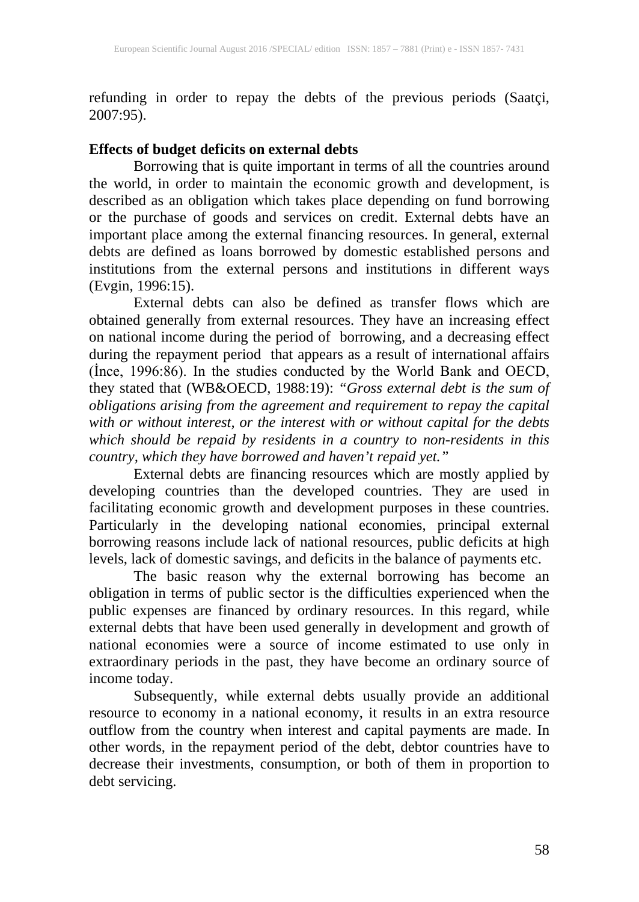refunding in order to repay the debts of the previous periods (Saatçi, 2007:95).

**Effects of budget deficits on external debts**

Borrowing that is quite important in terms of all the countries around the world, in order to maintain the economic growth and development, is described as an obligation which takes place depending on fund borrowing or the purchase of goods and services on credit. External debts have an important place among the external financing resources. In general, external debts are defined as loans borrowed by domestic established persons and institutions from the external persons and institutions in different ways (Evgin, 1996:15).

External debts can also be defined as transfer flows which are obtained generally from external resources. They have an increasing effect on national income during the period of borrowing, and a decreasing effect during the repayment period that appears as a result of international affairs (İnce, 1996:86). In the studies conducted by the World Bank and OECD, they stated that (WB&OECD, 1988:19): *"Gross external debt is the sum of obligations arising from the agreement and requirement to repay the capital with or without interest, or the interest with or without capital for the debts which should be repaid by residents in a country to non-residents in this country, which they have borrowed and haven't repaid yet."*

External debts are financing resources which are mostly applied by developing countries than the developed countries. They are used in facilitating economic growth and development purposes in these countries. Particularly in the developing national economies, principal external borrowing reasons include lack of national resources, public deficits at high levels, lack of domestic savings, and deficits in the balance of payments etc.

The basic reason why the external borrowing has become an obligation in terms of public sector is the difficulties experienced when the public expenses are financed by ordinary resources. In this regard, while external debts that have been used generally in development and growth of national economies were a source of income estimated to use only in extraordinary periods in the past, they have become an ordinary source of income today.

Subsequently, while external debts usually provide an additional resource to economy in a national economy, it results in an extra resource outflow from the country when interest and capital payments are made. In other words, in the repayment period of the debt, debtor countries have to decrease their investments, consumption, or both of them in proportion to debt servicing.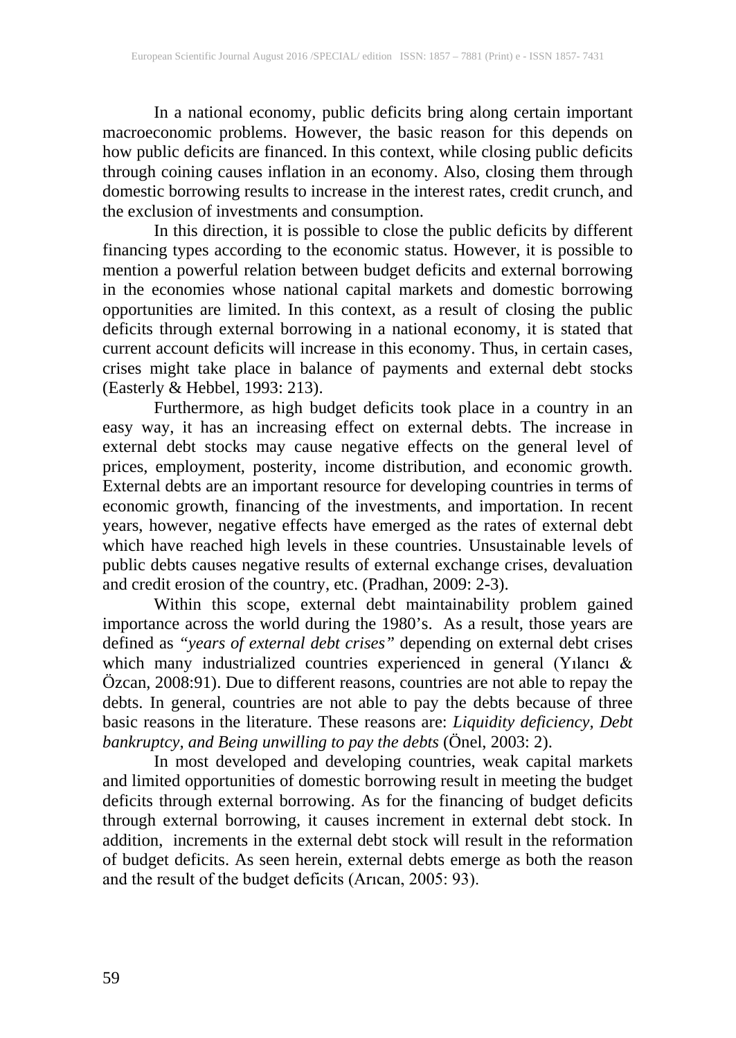In a national economy, public deficits bring along certain important macroeconomic problems. However, the basic reason for this depends on how public deficits are financed. In this context, while closing public deficits through coining causes inflation in an economy. Also, closing them through domestic borrowing results to increase in the interest rates, credit crunch, and the exclusion of investments and consumption.

In this direction, it is possible to close the public deficits by different financing types according to the economic status. However, it is possible to mention a powerful relation between budget deficits and external borrowing in the economies whose national capital markets and domestic borrowing opportunities are limited. In this context, as a result of closing the public deficits through external borrowing in a national economy, it is stated that current account deficits will increase in this economy. Thus, in certain cases, crises might take place in balance of payments and external debt stocks (Easterly & Hebbel, 1993: 213).

Furthermore, as high budget deficits took place in a country in an easy way, it has an increasing effect on external debts. The increase in external debt stocks may cause negative effects on the general level of prices, employment, posterity, income distribution, and economic growth. External debts are an important resource for developing countries in terms of economic growth, financing of the investments, and importation. In recent years, however, negative effects have emerged as the rates of external debt which have reached high levels in these countries. Unsustainable levels of public debts causes negative results of external exchange crises, devaluation and credit erosion of the country, etc. (Pradhan, 2009: 2-3).

Within this scope, external debt maintainability problem gained importance across the world during the 1980's. As a result, those years are defined as *"years of external debt crises"* depending on external debt crises which many industrialized countries experienced in general (Yılancı & Özcan, 2008:91). Due to different reasons, countries are not able to repay the debts. In general, countries are not able to pay the debts because of three basic reasons in the literature. These reasons are: ***Liquidity deficiency, Debt bankruptcy, and Being unwilling to pay the debts*** (Önel, 2003: 2).

In most developed and developing countries, weak capital markets and limited opportunities of domestic borrowing result in meeting the budget deficits through external borrowing. As for the financing of budget deficits through external borrowing, it causes increment in external debt stock. In addition, increments in the external debt stock will result in the reformation of budget deficits. As seen herein, external debts emerge as both the reason and the result of the budget deficits (Arıcan, 2005: 93).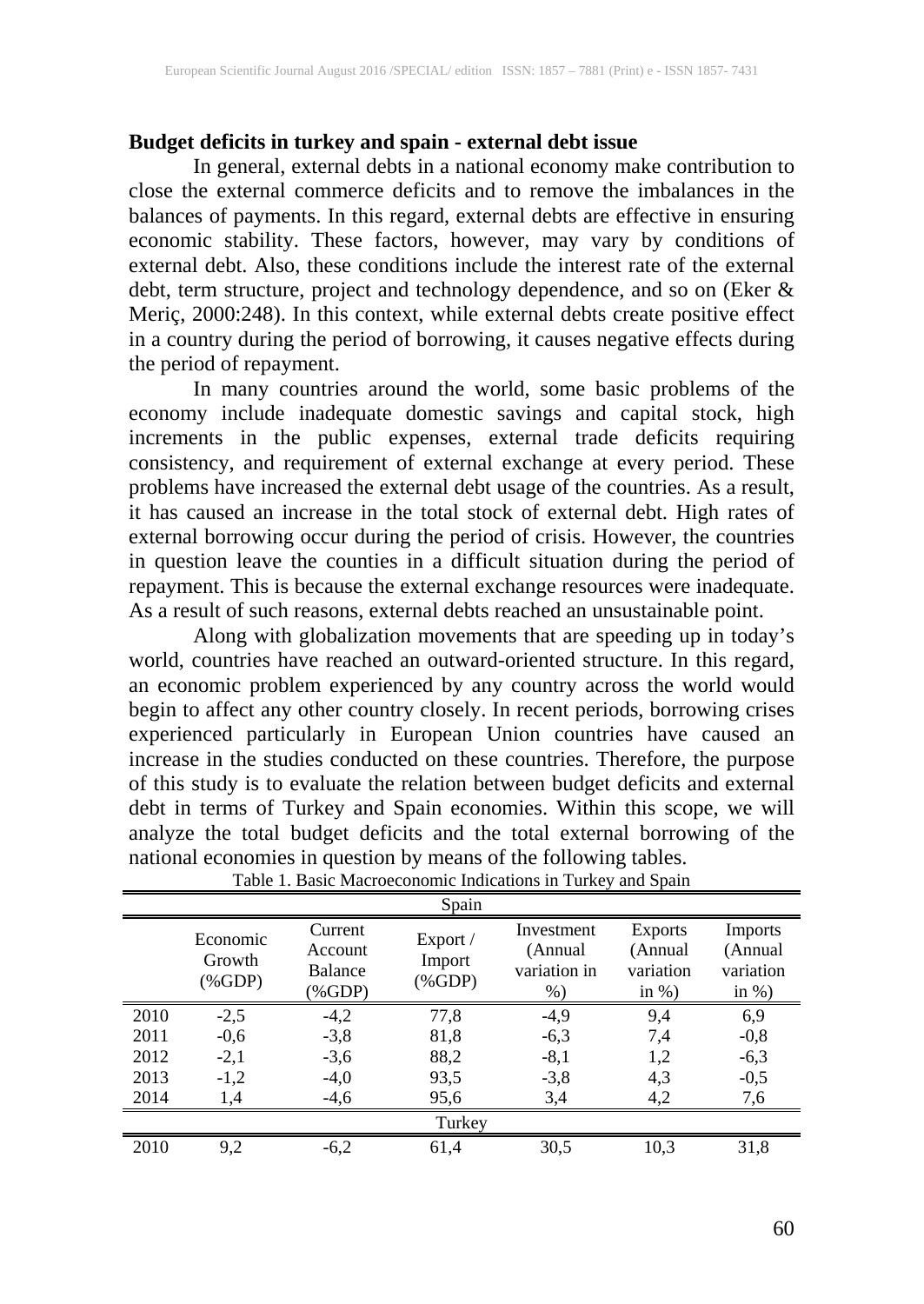### Budget deficits in turkey and spain - external debt issue

In general, external debts in a national economy make contribution to close the external commerce deficits and to remove the imbalances in the balances of payments. In this regard, external debts are effective in ensuring economic stability. These factors, however, may vary by conditions of external debt. Also, these conditions include the interest rate of the external debt, term structure, project and technology dependence, and so on (Eker & Meriç, 2000:248). In this context, while external debts create positive effect in a country during the period of borrowing, it causes negative effects during the period of repayment.

In many countries around the world, some basic problems of the economy include inadequate domestic savings and capital stock, high increments in the public expenses, external trade deficits requiring consistency, and requirement of external exchange at every period. These problems have increased the external debt usage of the countries. As a result, it has caused an increase in the total stock of external debt. High rates of external borrowing occur during the period of crisis. However, the countries in question leave the counties in a difficult situation during the period of repayment. This is because the external exchange resources were inadequate. As a result of such reasons, external debts reached an unsustainable point.

Along with globalization movements that are speeding up in today's world, countries have reached an outward-oriented structure. In this regard, an economic problem experienced by any country across the world would begin to affect any other country closely. In recent periods, borrowing crises experienced particularly in European Union countries have caused an increase in the studies conducted on these countries. Therefore, the purpose of this study is to evaluate the relation between budget deficits and external debt in terms of Turkey and Spain economies. Within this scope, we will analyze the total budget deficits and the total external borrowing of the national economies in question by means of the following tables.

Table 1. Basic Macroeconomic Indications in Turkey and Spain

| | Economic Growth (%GDP) | Current Account Balance (%GDP) | Export / Import (%GDP) | Investment (Annual variation in %) | Exports (Annual variation in %) | Imports (Annual variation in %) |
|---|---|---|---|---|---|---|
| **Spain** | | | | | | |
| 2010 | -2,5 | -4,2 | 77,8 | -4,9 | 9,4 | 6,9 |
| 2011 | -0,6 | -3,8 | 81,8 | -6,3 | 7,4 | -0,8 |
| 2012 | -2,1 | -3,6 | 88,2 | -8,1 | 1,2 | -6,3 |
| 2013 | -1,2 | -4,0 | 93,5 | -3,8 | 4,3 | -0,5 |
| 2014 | 1,4 | -4,6 | 95,6 | 3,4 | 4,2 | 7,6 |
| **Turkey** | | | | | | |
| 2010 | 9,2 | -6,2 | 61,4 | 30,5 | 10,3 | 31,8 |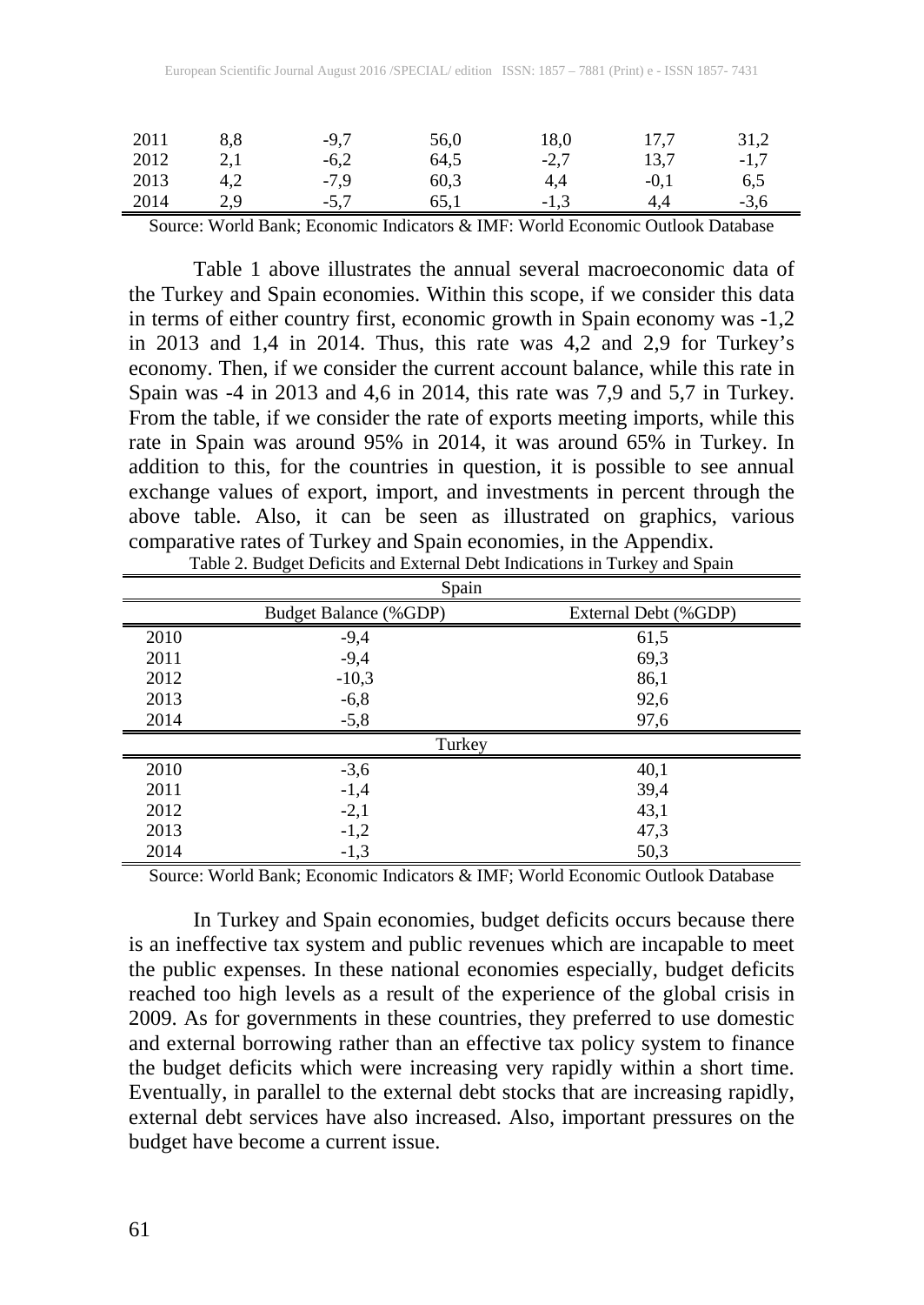| | | | | | | |
|---|---|---|---|---|---|---|
| 2011 | 8,8 | -9,7 | 56,0 | 18,0 | 17,7 | 31,2 |
| 2012 | 2,1 | -6,2 | 64,5 | -2,7 | 13,7 | -1,7 |
| 2013 | 4,2 | -7,9 | 60,3 | 4,4 | -0,1 | 6,5 |
| 2014 | 2,9 | -5,7 | 65,1 | -1,3 | 4,4 | -3,6 |

Source: World Bank; Economic Indicators & IMF: World Economic Outlook Database

Table 1 above illustrates the annual several macroeconomic data of the Turkey and Spain economies. Within this scope, if we consider this data in terms of either country first, economic growth in Spain economy was -1,2 in 2013 and 1,4 in 2014. Thus, this rate was 4,2 and 2,9 for Turkey's economy. Then, if we consider the current account balance, while this rate in Spain was -4 in 2013 and 4,6 in 2014, this rate was 7,9 and 5,7 in Turkey. From the table, if we consider the rate of exports meeting imports, while this rate in Spain was around 95% in 2014, it was around 65% in Turkey. In addition to this, for the countries in question, it is possible to see annual exchange values of export, import, and investments in percent through the above table. Also, it can be seen as illustrated on graphics, various comparative rates of Turkey and Spain economies, in the Appendix.

Table 2. Budget Deficits and External Debt Indications in Turkey and Spain

| | Spain | |
|---|---|---|
| | Budget Balance (%GDP) | External Debt (%GDP) |
| 2010 | -9,4 | 61,5 |
| 2011 | -9,4 | 69,3 |
| 2012 | -10,3 | 86,1 |
| 2013 | -6,8 | 92,6 |
| 2014 | -5,8 | 97,6 |
| | Turkey | |
| 2010 | -3,6 | 40,1 |
| 2011 | -1,4 | 39,4 |
| 2012 | -2,1 | 43,1 |
| 2013 | -1,2 | 47,3 |
| 2014 | -1,3 | 50,3 |

Source: World Bank; Economic Indicators & IMF; World Economic Outlook Database

In Turkey and Spain economies, budget deficits occurs because there is an ineffective tax system and public revenues which are incapable to meet the public expenses. In these national economies especially, budget deficits reached too high levels as a result of the experience of the global crisis in 2009. As for governments in these countries, they preferred to use domestic and external borrowing rather than an effective tax policy system to finance the budget deficits which were increasing very rapidly within a short time. Eventually, in parallel to the external debt stocks that are increasing rapidly, external debt services have also increased. Also, important pressures on the budget have become a current issue.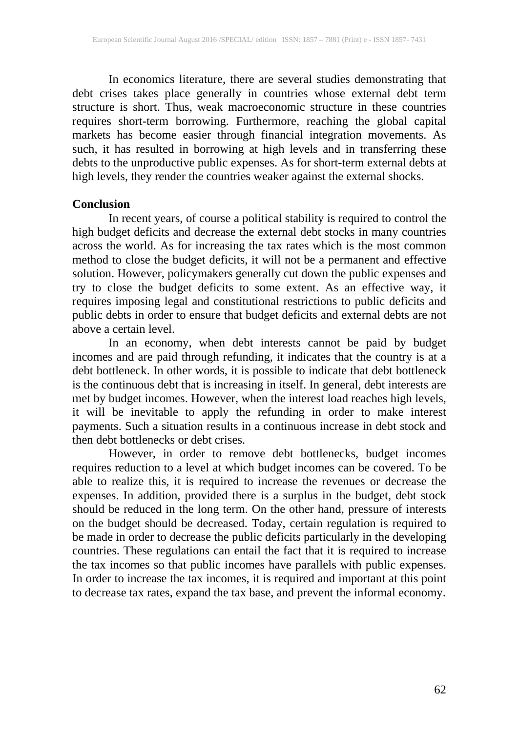In economics literature, there are several studies demonstrating that debt crises takes place generally in countries whose external debt term structure is short. Thus, weak macroeconomic structure in these countries requires short-term borrowing. Furthermore, reaching the global capital markets has become easier through financial integration movements. As such, it has resulted in borrowing at high levels and in transferring these debts to the unproductive public expenses. As for short-term external debts at high levels, they render the countries weaker against the external shocks.

## Conclusion

In recent years, of course a political stability is required to control the high budget deficits and decrease the external debt stocks in many countries across the world. As for increasing the tax rates which is the most common method to close the budget deficits, it will not be a permanent and effective solution. However, policymakers generally cut down the public expenses and try to close the budget deficits to some extent. As an effective way, it requires imposing legal and constitutional restrictions to public deficits and public debts in order to ensure that budget deficits and external debts are not above a certain level.

In an economy, when debt interests cannot be paid by budget incomes and are paid through refunding, it indicates that the country is at a debt bottleneck. In other words, it is possible to indicate that debt bottleneck is the continuous debt that is increasing in itself. In general, debt interests are met by budget incomes. However, when the interest load reaches high levels, it will be inevitable to apply the refunding in order to make interest payments. Such a situation results in a continuous increase in debt stock and then debt bottlenecks or debt crises.

However, in order to remove debt bottlenecks, budget incomes requires reduction to a level at which budget incomes can be covered. To be able to realize this, it is required to increase the revenues or decrease the expenses. In addition, provided there is a surplus in the budget, debt stock should be reduced in the long term. On the other hand, pressure of interests on the budget should be decreased. Today, certain regulation is required to be made in order to decrease the public deficits particularly in the developing countries. These regulations can entail the fact that it is required to increase the tax incomes so that public incomes have parallels with public expenses. In order to increase the tax incomes, it is required and important at this point to decrease tax rates, expand the tax base, and prevent the informal economy.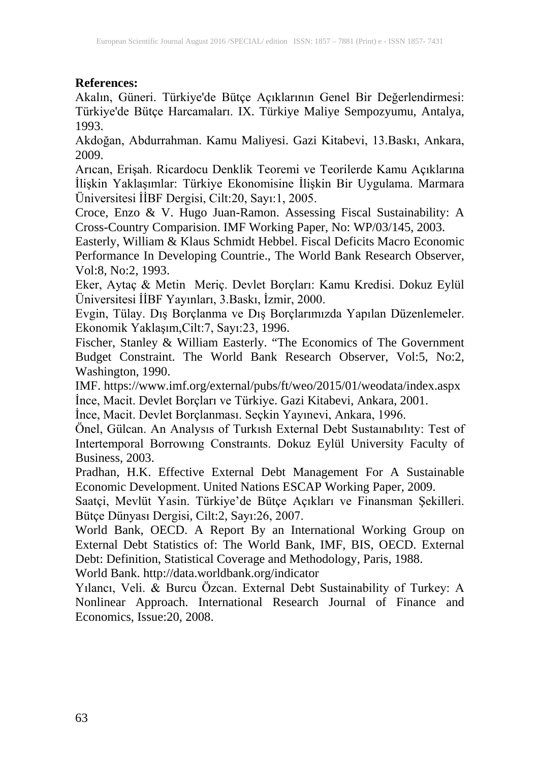**References:**

Akalın, Güneri. Türkiye'de Bütçe Açıklarının Genel Bir Değerlendirmesi: Türkiye'de Bütçe Harcamaları. IX. Türkiye Maliye Sempozyumu, Antalya, 1993.

Akdoğan, Abdurrahman. Kamu Maliyesi. Gazi Kitabevi, 13.Baskı, Ankara, 2009.

Arıcan, Erişah. Ricardocu Denklik Teoremi ve Teorilerde Kamu Açıklarına İlişkin Yaklaşımlar: Türkiye Ekonomisine İlişkin Bir Uygulama. Marmara Üniversitesi İİBF Dergisi, Cilt:20, Sayı:1, 2005.

Croce, Enzo & V. Hugo Juan-Ramon. Assessing Fiscal Sustainability: A Cross-Country Comparision. IMF Working Paper, No: WP/03/145, 2003.

Easterly, William & Klaus Schmidt Hebbel. Fiscal Deficits Macro Economic Performance In Developing Countrie., The World Bank Research Observer, Vol:8, No:2, 1993.

Eker, Aytaç & Metin Meriç. Devlet Borçları: Kamu Kredisi. Dokuz Eylül Üniversitesi İİBF Yayınları, 3.Baskı, İzmir, 2000.

Evgin, Tülay. Dış Borçlanma ve Dış Borçlarımızda Yapılan Düzenlemeler. Ekonomik Yaklaşım,Cilt:7, Sayı:23, 1996.

Fischer, Stanley & William Easterly. "The Economics of The Government Budget Constraint. The World Bank Research Observer, Vol:5, No:2, Washington, 1990.

IMF. https://www.imf.org/external/pubs/ft/weo/2015/01/weodata/index.aspx

İnce, Macit. Devlet Borçları ve Türkiye. Gazi Kitabevi, Ankara, 2001.

İnce, Macit. Devlet Borçlanması. Seçkin Yayınevi, Ankara, 1996.

Önel, Gülcan. An Analysıs of Turkısh External Debt Sustaınabılıty: Test of Intertemporal Borrowıng Constraınts. Dokuz Eylül University Faculty of Business, 2003.

Pradhan, H.K. Effective External Debt Management For A Sustainable Economic Development. United Nations ESCAP Working Paper, 2009.

Saatçi, Mevlüt Yasin. Türkiye'de Bütçe Açıkları ve Finansman Şekilleri. Bütçe Dünyası Dergisi, Cilt:2, Sayı:26, 2007.

World Bank, OECD. A Report By an International Working Group on External Debt Statistics of: The World Bank, IMF, BIS, OECD. External Debt: Definition, Statistical Coverage and Methodology, Paris, 1988.

World Bank. http://data.worldbank.org/indicator

Yılancı, Veli. & Burcu Özcan. External Debt Sustainability of Turkey: A Nonlinear Approach. International Research Journal of Finance and Economics, Issue:20, 2008.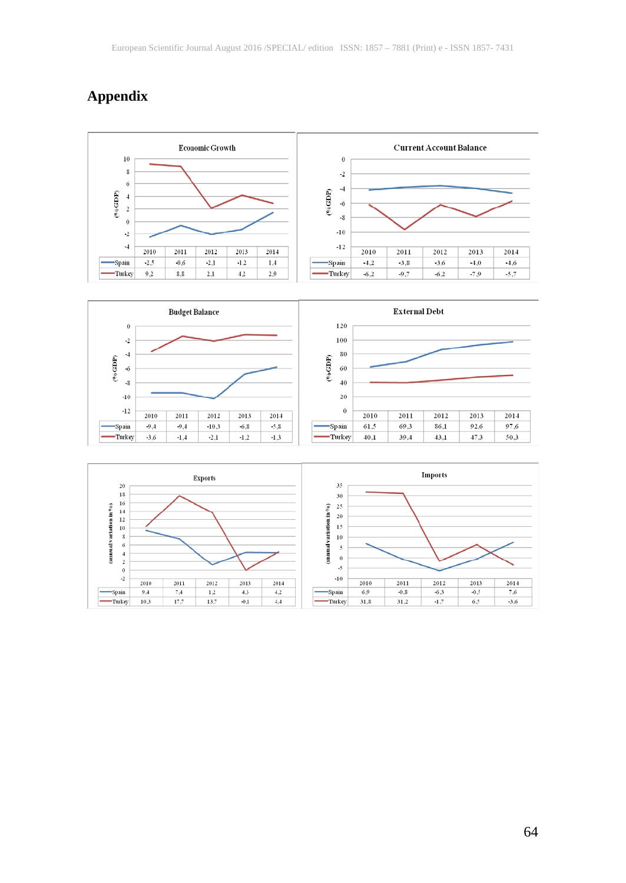# Appendix

Economic Growth

(% GDP)

10
8
6
4
2
0
-2
-4

2010 2011 2012 2013 2014

Spain -2,5 -0,6 -2,1 -1,2 1,4

Turkey 9,2 8,8 2,1 4,2 2,9

Current Account Balance

(% GDP)

0
-2
-4
-6
-8
-10
-12

2010 2011 2012 2013 2014

Spain -4,2 -3,8 -3,6 -4,0 -4,6

Turkey -6,2 -9,7 -6,2 -7,9 -5,7

Budget Balance

(% GDP)

0
-2
-4
-6
-8
-10
-12

2010 2011 2012 2013 2014

Spain -9,4 -9,4 -10,3 -6,8 -5,8

Turkey -3,6 -1,4 -2,1 -1,2 -1,3

External Debt

(% GDP)

120
100
80
60
40
20
0

2010 2011 2012 2013 2014

Spain 61,5 69,3 86,1 92,6 97,6

Turkey 40,1 39,4 43,1 47,3 50,3

Exports

(annual variation in %)

20
18
16
14
12
10
8
6
4
2
0
-2

2010 2011 2012 2013 2014

Spain 9,4 7,4 1,2 4,3 4,2

Turkey 10,3 17,7 13,7 -0,1 4,4

Imports

(annual variation in %)

35
30
25
20
15
10
5
0
-5
-10

2010 2011 2012 2013 2014

Spain 6,9 -0,8 -6,3 -0,5 7,6

Turkey 31,8 31,2 -1,7 6,5 -3,6